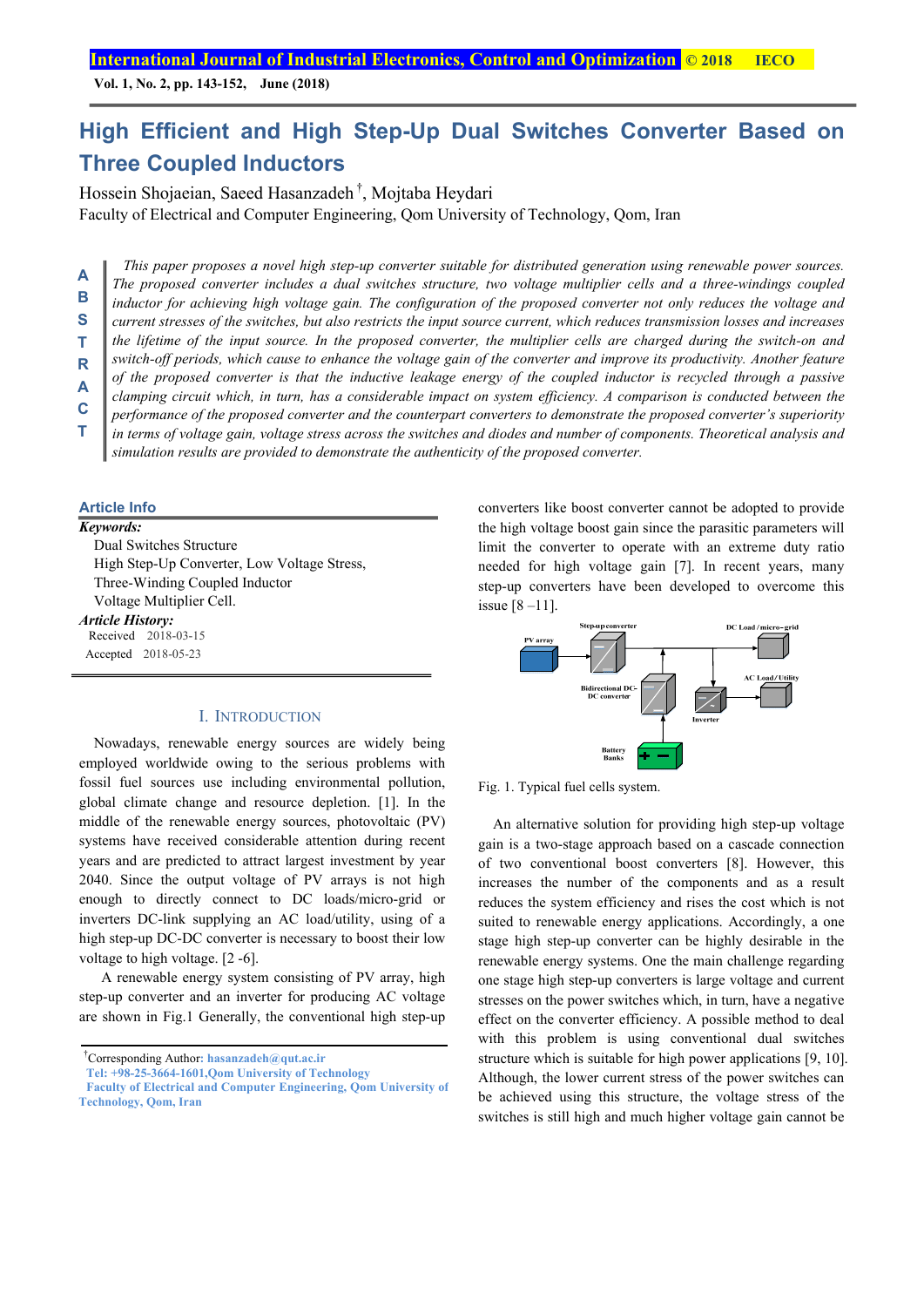# High Efficient and High Step-Up Dual Switches Converter Based on Three Coupled Inductors

Hossein Shojaeian, Saeed Hasanzadeh [†], Mojtaba Heydari

Faculty of Electrical and Computer Engineering, Qom University of Technology, Qom, Iran

## ABSTRACT

*This paper proposes a novel high step-up converter suitable for distributed generation using renewable power sources. The proposed converter includes a dual switches structure, two voltage multiplier cells and a three-windings coupled inductor for achieving high voltage gain. The configuration of the proposed converter not only reduces the voltage and current stresses of the switches, but also restricts the input source current, which reduces transmission losses and increases the lifetime of the input source. In the proposed converter, the multiplier cells are charged during the switch-on and switch-off periods, which cause to enhance the voltage gain of the converter and improve its productivity. Another feature of the proposed converter is that the inductive leakage energy of the coupled inductor is recycled through a passive clamping circuit which, in turn, has a considerable impact on system efficiency. A comparison is conducted between the performance of the proposed converter and the counterpart converters to demonstrate the proposed converter's superiority in terms of voltage gain, voltage stress across the switches and diodes and number of components. Theoretical analysis and simulation results are provided to demonstrate the authenticity of the proposed converter.*

### Article Info

***Keywords:***

Dual Switches Structure
High Step-Up Converter, Low Voltage Stress,
Three-Winding Coupled Inductor
Voltage Multiplier Cell.

***Article History:***

Received 2018-03-15
Accepted 2018-05-23

## I. INTRODUCTION

Nowadays, renewable energy sources are widely being employed worldwide owing to the serious problems with fossil fuel sources use including environmental pollution, global climate change and resource depletion. [1]. In the middle of the renewable energy sources, photovoltaic (PV) systems have received considerable attention during recent years and are predicted to attract largest investment by year 2040. Since the output voltage of PV arrays is not high enough to directly connect to DC loads/micro-grid or inverters DC-link supplying an AC load/utility, using of a high step-up DC-DC converter is necessary to boost their low voltage to high voltage. [2 -6].

A renewable energy system consisting of PV array, high step-up converter and an inverter for producing AC voltage are shown in Fig.1 Generally, the conventional high step-up converters like boost converter cannot be adopted to provide the high voltage boost gain since the parasitic parameters will limit the converter to operate with an extreme duty ratio needed for high voltage gain [7]. In recent years, many step-up converters have been developed to overcome this issue [8 –11].

Fig. 1. Typical fuel cells system.

An alternative solution for providing high step-up voltage gain is a two-stage approach based on a cascade connection of two conventional boost converters [8]. However, this increases the number of the components and as a result reduces the system efficiency and rises the cost which is not suited to renewable energy applications. Accordingly, a one stage high step-up converter can be highly desirable in the renewable energy systems. One the main challenge regarding one stage high step-up converters is large voltage and current stresses on the power switches which, in turn, have a negative effect on the converter efficiency. A possible method to deal with this problem is using conventional dual switches structure which is suitable for high power applications [9, 10]. Although, the lower current stress of the power switches can be achieved using this structure, the voltage stress of the switches is still high and much higher voltage gain cannot be

---

[†]Corresponding Author: hasanzadeh@qut.ac.ir
Tel: +98-25-3664-1601,Qom University of Technology
Faculty of Electrical and Computer Engineering, Qom University of Technology, Qom, Iran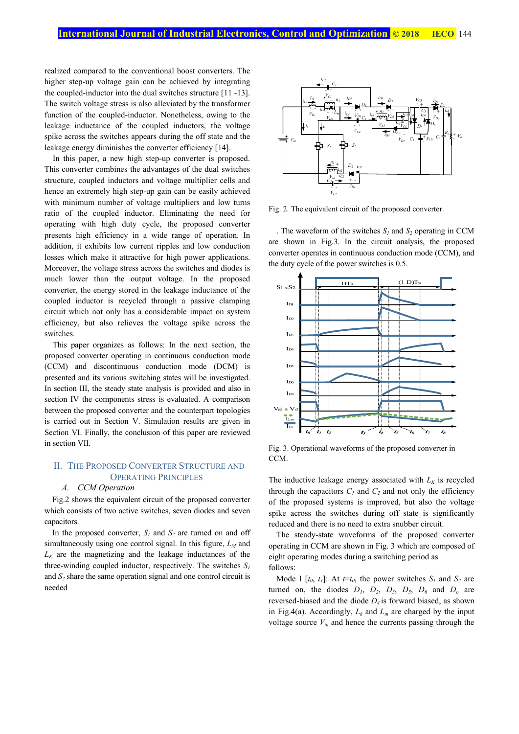realized compared to the conventional boost converters. The higher step-up voltage gain can be achieved by integrating the coupled-inductor into the dual switches structure [11 -13]. The switch voltage stress is also alleviated by the transformer function of the coupled-inductor. Nonetheless, owing to the leakage inductance of the coupled inductors, the voltage spike across the switches appears during the off state and the leakage energy diminishes the converter efficiency [14].

In this paper, a new high step-up converter is proposed. This converter combines the advantages of the dual switches structure, coupled inductors and voltage multiplier cells and hence an extremely high step-up gain can be easily achieved with minimum number of voltage multipliers and low turns ratio of the coupled inductor. Eliminating the need for operating with high duty cycle, the proposed converter presents high efficiency in a wide range of operation. In addition, it exhibits low current ripples and low conduction losses which make it attractive for high power applications. Moreover, the voltage stress across the switches and diodes is much lower than the output voltage. In the proposed converter, the energy stored in the leakage inductance of the coupled inductor is recycled through a passive clamping circuit which not only has a considerable impact on system efficiency, but also relieves the voltage spike across the switches.

This paper organizes as follows: In the next section, the proposed converter operating in continuous conduction mode (CCM) and discontinuous conduction mode (DCM) is presented and its various switching states will be investigated. In section III, the steady state analysis is provided and also in section IV the components stress is evaluated. A comparison between the proposed converter and the counterpart topologies is carried out in Section V. Simulation results are given in Section VI. Finally, the conclusion of this paper are reviewed in section VII.

## II. The Proposed Converter Structure and Operating Principles

### A. CCM Operation

Fig.2 shows the equivalent circuit of the proposed converter which consists of two active switches, seven diodes and seven capacitors.

In the proposed converter, $S_1$ and $S_2$ are turned on and off simultaneously using one control signal. In this figure, $L_M$ and $L_K$ are the magnetizing and the leakage inductances of the three-winding coupled inductor, respectively. The switches $S_1$ and $S_2$ share the same operation signal and one control circuit is needed

Fig. 2. The equivalent circuit of the proposed converter.

. The waveform of the switches $S_1$ and $S_2$ operating in CCM are shown in Fig.3. In the circuit analysis, the proposed converter operates in continuous conduction mode (CCM), and the duty cycle of the power switches is 0.5.

Fig. 3. Operational waveforms of the proposed converter in CCM.

The inductive leakage energy associated with $L_K$ is recycled through the capacitors $C_1$ and $C_2$ and not only the efficiency of the proposed systems is improved, but also the voltage spike across the switches during off state is significantly reduced and there is no need to extra snubber circuit.

The steady-state waveforms of the proposed converter operating in CCM are shown in Fig. 3 which are composed of eight operating modes during a switching period as follows:

Mode I [$t_0$, $t_1$]: At $t$=$t_0$, the power switches $S_1$ and $S_2$ are turned on, the diodes $D_1$, $D_2$, $D_3$, $D_5$, $D_6$ and $D_o$ are reversed-biased and the diode $D_4$ is forward biased, as shown in Fig.4(a). Accordingly, $L_k$ and $L_m$ are charged by the input voltage source $V_{in}$ and hence the currents passing through the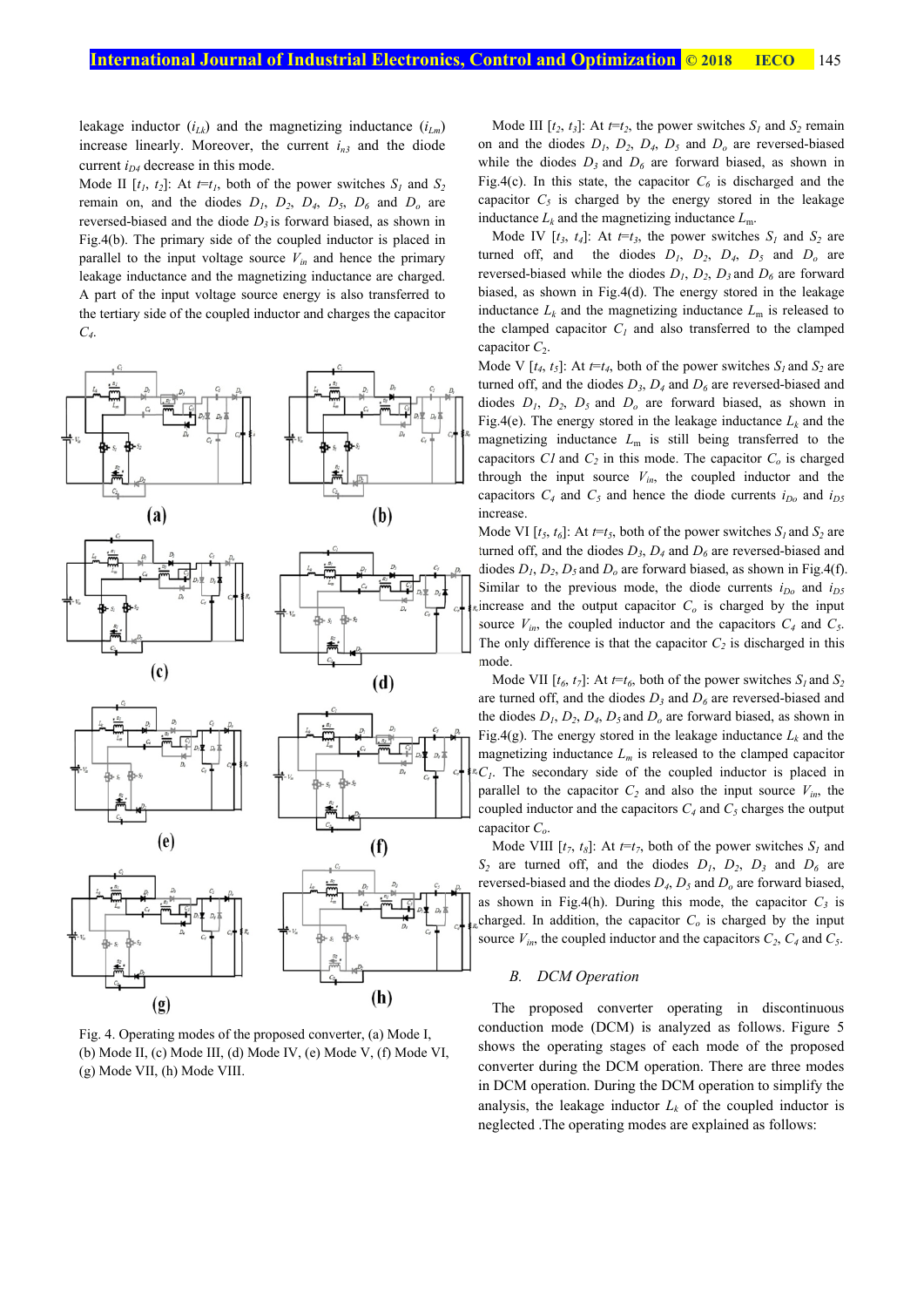leakage inductor ($i_{Lk}$) and the magnetizing inductance ($i_{Lm}$) increase linearly. Moreover, the current $i_{n3}$ and the diode current $i_{D4}$ decrease in this mode.

Mode II [$t_1$, $t_2$]: At $t$=$t_1$, both of the power switches $S_1$ and $S_2$ remain on, and the diodes $D_1$, $D_2$, $D_4$, $D_5$, $D_6$ and $D_o$ are reversed-biased and the diode $D_3$ is forward biased, as shown in Fig.4(b). The primary side of the coupled inductor is placed in parallel to the input voltage source $V_{in}$ and hence the primary leakage inductance and the magnetizing inductance are charged. A part of the input voltage source energy is also transferred to the tertiary side of the coupled inductor and charges the capacitor $C_4$.

Fig. 4. Operating modes of the proposed converter, (a) Mode I, (b) Mode II, (c) Mode III, (d) Mode IV, (e) Mode V, (f) Mode VI, (g) Mode VII, (h) Mode VIII.

Mode III [$t_2$, $t_3$]: At $t$=$t_2$, the power switches $S_1$ and $S_2$ remain on and the diodes $D_1$, $D_2$, $D_4$, $D_5$ and $D_o$ are reversed-biased while the diodes $D_3$ and $D_6$ are forward biased, as shown in Fig.4(c). In this state, the capacitor $C_6$ is discharged and the capacitor $C_5$ is charged by the energy stored in the leakage inductance $L_k$ and the magnetizing inductance $L_m$.

Mode IV [$t_3$, $t_4$]: At $t$=$t_3$, the power switches $S_1$ and $S_2$ are turned off, and the diodes $D_1$, $D_2$, $D_4$, $D_5$ and $D_o$ are reversed-biased while the diodes $D_1$, $D_2$, $D_3$ and $D_6$ are forward biased, as shown in Fig.4(d). The energy stored in the leakage inductance $L_k$ and the magnetizing inductance $L_m$ is released to the clamped capacitor $C_1$ and also transferred to the clamped capacitor $C_2$.

Mode V [$t_4$, $t_5$]: At $t$=$t_4$, both of the power switches $S_1$ and $S_2$ are turned off, and the diodes $D_3$, $D_4$ and $D_6$ are reversed-biased and diodes $D_1$, $D_2$, $D_5$ and $D_o$ are forward biased, as shown in Fig.4(e). The energy stored in the leakage inductance $L_k$ and the magnetizing inductance $L_m$ is still being transferred to the capacitors $C1$ and $C_2$ in this mode. The capacitor $C_o$ is charged through the input source $V_{in}$, the coupled inductor and the capacitors $C_4$ and $C_5$ and hence the diode currents $i_{Do}$ and $i_{D5}$ increase.

Mode VI [$t_5$, $t_6$]: At $t$=$t_5$, both of the power switches $S_1$ and $S_2$ are turned off, and the diodes $D_3$, $D_4$ and $D_6$ are reversed-biased and diodes $D_1$, $D_2$, $D_5$ and $D_o$ are forward biased, as shown in Fig.4(f). Similar to the previous mode, the diode currents $i_{Do}$ and $i_{D5}$ increase and the output capacitor $C_o$ is charged by the input source $V_{in}$, the coupled inductor and the capacitors $C_4$ and $C_5$. The only difference is that the capacitor $C_2$ is discharged in this mode.

Mode VII [$t_6$, $t_7$]: At $t$=$t_6$, both of the power switches $S_1$ and $S_2$ are turned off, and the diodes $D_3$ and $D_6$ are reversed-biased and the diodes $D_1$, $D_2$, $D_4$, $D_5$ and $D_o$ are forward biased, as shown in Fig.4(g). The energy stored in the leakage inductance $L_k$ and the magnetizing inductance $L_m$ is released to the clamped capacitor $C_1$. The secondary side of the coupled inductor is placed in parallel to the capacitor $C_2$ and also the input source $V_{in}$, the coupled inductor and the capacitors $C_4$ and $C_5$ charges the output capacitor $C_o$.

Mode VIII [$t_7$, $t_8$]: At $t$=$t_7$, both of the power switches $S_1$ and $S_2$ are turned off, and the diodes $D_1$, $D_2$, $D_3$ and $D_6$ are reversed-biased and the diodes $D_4$, $D_5$ and $D_o$ are forward biased, as shown in Fig.4(h). During this mode, the capacitor $C_3$ is charged. In addition, the capacitor $C_o$ is charged by the input source $V_{in}$, the coupled inductor and the capacitors $C_2$, $C_4$ and $C_5$.

### B. *DCM Operation*

The proposed converter operating in discontinuous conduction mode (DCM) is analyzed as follows. Figure 5 shows the operating stages of each mode of the proposed converter during the DCM operation. There are three modes in DCM operation. During the DCM operation to simplify the analysis, the leakage inductor $L_k$ of the coupled inductor is neglected .The operating modes are explained as follows: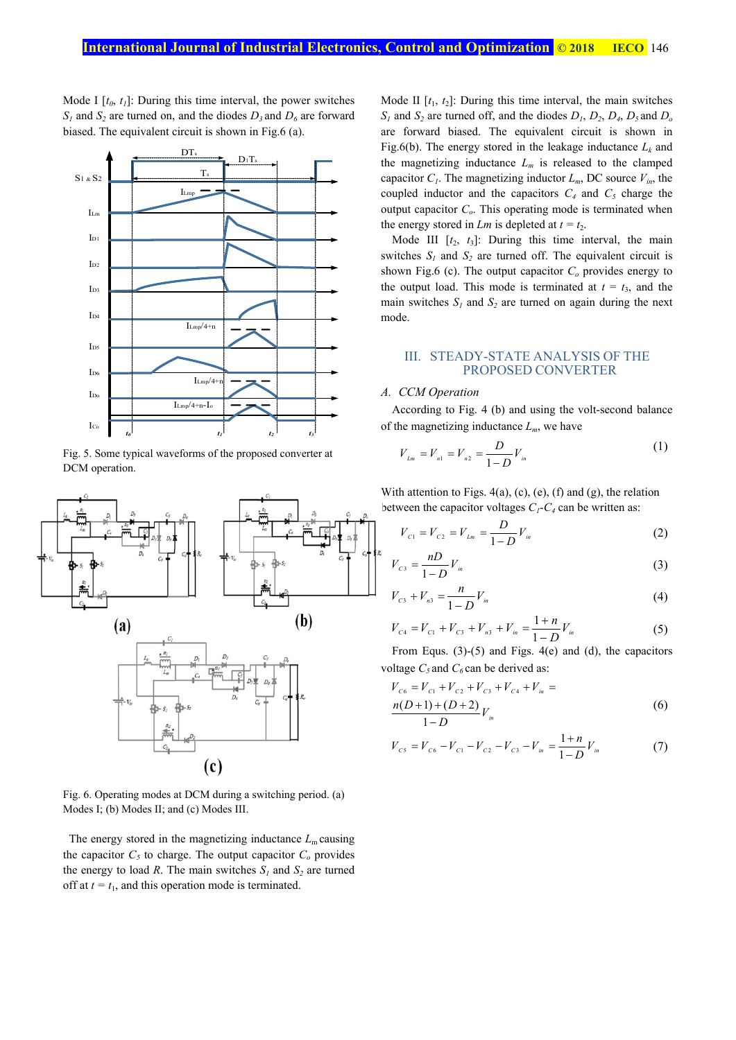Mode I [$t_0$, $t_1$]: During this time interval, the power switches $S_1$ and $S_2$ are turned on, and the diodes $D_3$ and $D_6$ are forward biased. The equivalent circuit is shown in Fig.6 (a).

Fig. 5. Some typical waveforms of the proposed converter at DCM operation.

Fig. 6. Operating modes at DCM during a switching period. (a) Modes I; (b) Modes II; and (c) Modes III.

The energy stored in the magnetizing inductance $L_m$ causing the capacitor $C_5$ to charge. The output capacitor $C_o$ provides the energy to load $R$. The main switches $S_1$ and $S_2$ are turned off at $t = t_1$, and this operation mode is terminated.

Mode II [$t_1$, $t_2$]: During this time interval, the main switches $S_1$ and $S_2$ are turned off, and the diodes $D_1$, $D_2$, $D_4$, $D_5$ and $D_o$ are forward biased. The equivalent circuit is shown in Fig.6(b). The energy stored in the leakage inductance $L_k$ and the magnetizing inductance $L_m$ is released to the clamped capacitor $C_1$. The magnetizing inductor $L_m$, DC source $V_{in}$, the coupled inductor and the capacitors $C_4$ and $C_5$ charge the output capacitor $C_o$. This operating mode is terminated when the energy stored in $Lm$ is depleted at $t = t_2$.

Mode III [$t_2$, $t_3$]: During this time interval, the main switches $S_1$ and $S_2$ are turned off. The equivalent circuit is shown Fig.6 (c). The output capacitor $C_o$ provides energy to the output load. This mode is terminated at $t = t_3$, and the main switches $S_1$ and $S_2$ are turned on again during the next mode.

## III. STEADY-STATE ANALYSIS OF THE PROPOSED CONVERTER

### A. CCM Operation

According to Fig. 4 (b) and using the volt-second balance of the magnetizing inductance $L_m$, we have

$$V_{Lm} = V_{n1} = V_{n2} = \frac{D}{1-D}V_{in} \tag{1}$$

With attention to Figs. 4(a), (c), (e), (f) and (g), the relation between the capacitor voltages $C_1$-$C_4$ can be written as:

$$V_{C1} = V_{C2} = V_{Lm} = \frac{D}{1-D}V_{in} \tag{2}$$

$$V_{C3} = \frac{nD}{1-D}V_{in} \tag{3}$$

$$V_{C3} + V_{n3} = \frac{n}{1-D}V_{in} \tag{4}$$

$$V_{C4} = V_{C1} + V_{C3} + V_{n3} + V_{in} = \frac{1+n}{1-D}V_{in} \tag{5}$$

From Equs. (3)-(5) and Figs. 4(e) and (d), the capacitors voltage $C_5$ and $C_6$ can be derived as:

$$V_{C6} = V_{C1} + V_{C2} + V_{C3} + V_{C4} + V_{in} = \frac{n(D+1)+(D+2)}{1-D}V_{in} \tag{6}$$

$$V_{C5} = V_{C6} - V_{C1} - V_{C2} - V_{C3} - V_{in} = \frac{1+n}{1-D}V_{in} \tag{7}$$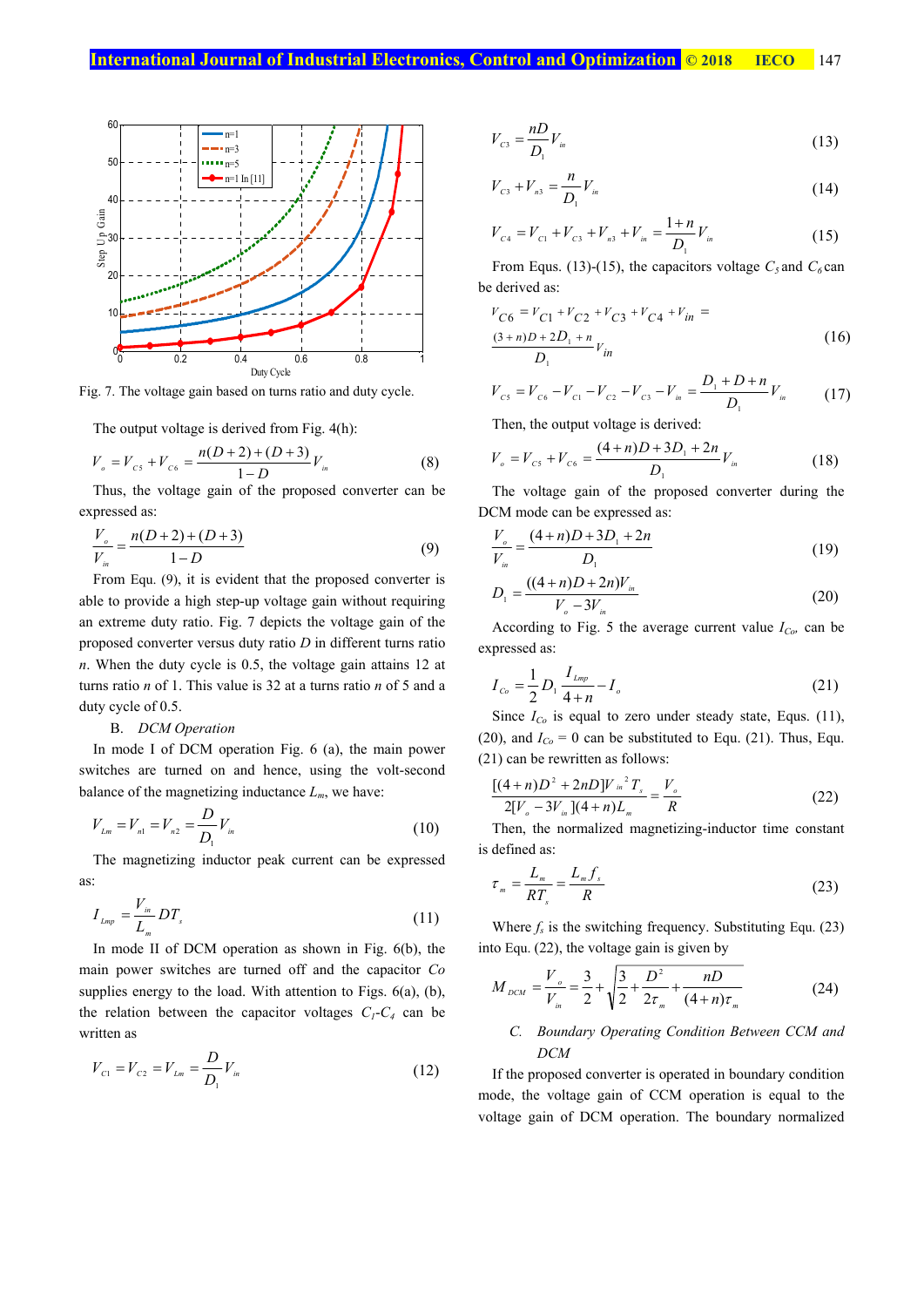Fig. 7. The voltage gain based on turns ratio and duty cycle.

The output voltage is derived from Fig. 4(h):

$$V_o = V_{C5} + V_{C6} = \frac{n(D+2)+(D+3)}{1-D} V_{in} \tag{8}$$

Thus, the voltage gain of the proposed converter can be expressed as:

$$\frac{V_o}{V_{in}} = \frac{n(D+2)+(D+3)}{1-D} \tag{9}$$

From Equ. (9), it is evident that the proposed converter is able to provide a high step-up voltage gain without requiring an extreme duty ratio. Fig. 7 depicts the voltage gain of the proposed converter versus duty ratio $D$ in different turns ratio $n$. When the duty cycle is 0.5, the voltage gain attains 12 at turns ratio $n$ of 1. This value is 32 at a turns ratio $n$ of 5 and a duty cycle of 0.5.

### B. *DCM Operation*

In mode I of DCM operation Fig. 6 (a), the main power switches are turned on and hence, using the volt-second balance of the magnetizing inductance $L_m$, we have:

$$V_{Lm} = V_{n1} = V_{n2} = \frac{D}{D_1} V_{in} \tag{10}$$

The magnetizing inductor peak current can be expressed as:

$$I_{Lmp} = \frac{V_{in}}{L_m} DT_s \tag{11}$$

In mode II of DCM operation as shown in Fig. 6(b), the main power switches are turned off and the capacitor $Co$ supplies energy to the load. With attention to Figs. 6(a), (b), the relation between the capacitor voltages $C_1$-$C_4$ can be written as

$$V_{C1} = V_{C2} = V_{Lm} = \frac{D}{D_1} V_{in} \tag{12}$$

$$V_{C3} = \frac{nD}{D_1} V_{in} \tag{13}$$

$$V_{C3} + V_{n3} = \frac{n}{D_1} V_{in} \tag{14}$$

$$V_{C4} = V_{C1} + V_{C3} + V_{n3} + V_{in} = \frac{1+n}{D_1} V_{in} \tag{15}$$

From Equs. (13)-(15), the capacitors voltage $C_5$ and $C_6$ can be derived as:

$$V_{C6} = V_{C1} + V_{C2} + V_{C3} + V_{C4} + V_{in} = \frac{(3+n)D + 2D_1 + n}{D_1} V_{in} \tag{16}$$

$$V_{C5} = V_{C6} - V_{C1} - V_{C2} - V_{C3} - V_{in} = \frac{D_1 + D + n}{D_1} V_{in} \tag{17}$$

Then, the output voltage is derived:

$$V_o = V_{C5} + V_{C6} = \frac{(4+n)D + 3D_1 + 2n}{D_1} V_{in} \tag{18}$$

The voltage gain of the proposed converter during the DCM mode can be expressed as:

$$\frac{V_o}{V_{in}} = \frac{(4+n)D + 3D_1 + 2n}{D_1} \tag{19}$$

$$D_1 = \frac{((4+n)D + 2n)V_{in}}{V_o - 3V_{in}} \tag{20}$$

According to Fig. 5 the average current value $I_{Co}$, can be expressed as:

$$I_{Co} = \frac{1}{2} D_1 \frac{I_{Lmp}}{4+n} - I_o \tag{21}$$

Since $I_{Co}$ is equal to zero under steady state, Equs. (11), (20), and $I_{Co} = 0$ can be substituted to Equ. (21). Thus, Equ. (21) can be rewritten as follows:

$$\frac{[(4+n)D^2 + 2nD]V_{in}^{\;2} T_s}{2[V_o - 3V_{in}](4+n)L_m} = \frac{V_o}{R} \tag{22}$$

Then, the normalized magnetizing-inductor time constant is defined as:

$$\tau_m = \frac{L_m}{RT_s} = \frac{L_m f_s}{R} \tag{23}$$

Where $f_s$ is the switching frequency. Substituting Equ. (23) into Equ. (22), the voltage gain is given by

$$M_{DCM} = \frac{V_o}{V_{in}} = \frac{3}{2} + \sqrt{\frac{3}{2} + \frac{D^2}{2\tau_m} + \frac{nD}{(4+n)\tau_m}} \tag{24}$$

### C. *Boundary Operating Condition Between CCM and DCM*

If the proposed converter is operated in boundary condition mode, the voltage gain of CCM operation is equal to the voltage gain of DCM operation. The boundary normalized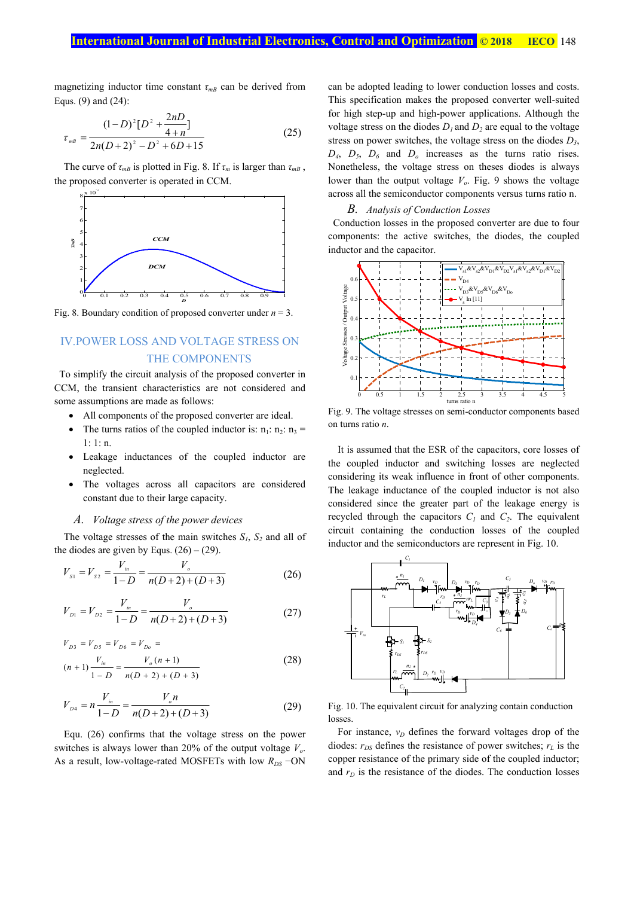magnetizing inductor time constant $\tau_{mB}$ can be derived from Equs. (9) and (24):

$$\tau_{mB} = \frac{(1-D)^2[D^2 + \frac{2nD}{4+n}]}{2n(D+2)^2 - D^2 + 6D + 15} \quad (25)$$

The curve of $\tau_{mB}$ is plotted in Fig. 8. If $\tau_m$ is larger than $\tau_{mB}$, the proposed converter is operated in CCM.

Fig. 8. Boundary condition of proposed converter under $n = 3$.

## IV. POWER LOSS AND VOLTAGE STRESS ON THE COMPONENTS

To simplify the circuit analysis of the proposed converter in CCM, the transient characteristics are not considered and some assumptions are made as follows:

- All components of the proposed converter are ideal.
- The turns ratios of the coupled inductor is: $n_1$: $n_2$: $n_3$ = 1: 1: n.
- Leakage inductances of the coupled inductor are neglected.
- The voltages across all capacitors are considered constant due to their large capacity.

### A. Voltage stress of the power devices

The voltage stresses of the main switches $S_1$, $S_2$ and all of the diodes are given by Equs. (26) – (29).

$$V_{S1} = V_{S2} = \frac{V_{in}}{1-D} = \frac{V_o}{n(D+2)+(D+3)} \quad (26)$$

$$V_{D1} = V_{D2} = \frac{V_{in}}{1-D} = \frac{V_o}{n(D+2)+(D+3)} \quad (27)$$

$$V_{D3} = V_{D5} = V_{D6} = V_{Do} = (n+1)\frac{V_{in}}{1-D} = \frac{V_o(n+1)}{n(D+2)+(D+3)} \quad (28)$$

$$V_{D4} = n\frac{V_{in}}{1-D} = \frac{V_o n}{n(D+2)+(D+3)} \quad (29)$$

Equ. (26) confirms that the voltage stress on the power switches is always lower than 20% of the output voltage $V_o$. As a result, low-voltage-rated MOSFETs with low $R_{DS}$−ON can be adopted leading to lower conduction losses and costs. This specification makes the proposed converter well-suited for high step-up and high-power applications. Although the voltage stress on the diodes $D_1$ and $D_2$ are equal to the voltage stress on power switches, the voltage stress on the diodes $D_3$, $D_4$, $D_5$, $D_6$ and $D_o$ increases as the turns ratio rises. Nonetheless, the voltage stress on theses diodes is always lower than the output voltage $V_o$. Fig. 9 shows the voltage across all the semiconductor components versus turns ratio n.

### B. Analysis of Conduction Losses

Conduction losses in the proposed converter are due to four components: the active switches, the diodes, the coupled inductor and the capacitor.

Fig. 9. The voltage stresses on semi-conductor components based on turns ratio $n$.

It is assumed that the ESR of the capacitors, core losses of the coupled inductor and switching losses are neglected considering its weak influence in front of other components. The leakage inductance of the coupled inductor is not also considered since the greater part of the leakage energy is recycled through the capacitors $C_1$ and $C_2$. The equivalent circuit containing the conduction losses of the coupled inductor and the semiconductors are represent in Fig. 10.

Fig. 10. The equivalent circuit for analyzing contain conduction losses.

For instance, $v_D$ defines the forward voltages drop of the diodes: $r_{DS}$ defines the resistance of power switches; $r_L$ is the copper resistance of the primary side of the coupled inductor; and $r_D$ is the resistance of the diodes. The conduction losses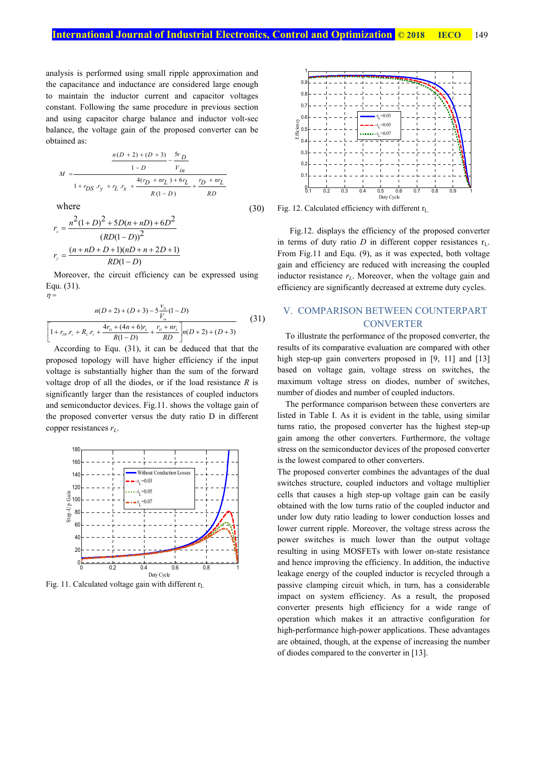analysis is performed using small ripple approximation and the capacitance and inductance are considered large enough to maintain the inductor current and capacitor voltages constant. Following the same procedure in previous section and using capacitor charge balance and inductor volt-sec balance, the voltage gain of the proposed converter can be obtained as:

$$M = \frac{\dfrac{n(D+2)+(D+3)}{1-D} - \dfrac{5v_D}{V_{in}}}{1 + r_{DS}.r_y + r_L.r_x + \dfrac{4(r_D + nr_L) + 6r_L}{R(1-D)} + \dfrac{r_D + nr_L}{RD}} \tag{30}$$

where

$$r_x = \frac{n^2(1+D)^2 + 5D(n+nD) + 6D^2}{(RD(1-D))^2}$$

$$r_y = \frac{(n+nD+D+1)(nD+n+2D+1)}{RD(1-D)}$$

Moreover, the circuit efficiency can be expressed using Equ. (31).

$$\eta = \frac{n(D+2)+(D+3) - 5\dfrac{v_D}{V_{in}}(1-D)}{\left[1 + r_{DS}.r_y + R_L.r_x + \dfrac{4r_D + (4n+6)r_L}{R(1-D)} + \dfrac{r_D + nr_L}{RD}\right] n(D+2)+(D+3)} \tag{31}$$

According to Equ. (31), it can be deduced that that the proposed topology will have higher efficiency if the input voltage is substantially higher than the sum of the forward voltage drop of all the diodes, or if the load resistance $R$ is significantly larger than the resistances of coupled inductors and semiconductor devices. Fig.11. shows the voltage gain of the proposed converter versus the duty ratio D in different copper resistances $r_L$.

Fig. 11. Calculated voltage gain with different $r_L$

Fig. 12. Calculated efficiency with different $r_L$.

Fig.12. displays the efficiency of the proposed converter in terms of duty ratio $D$ in different copper resistances $r_L$. From Fig.11 and Equ. (9), as it was expected, both voltage gain and efficiency are reduced with increasing the coupled inductor resistance $r_L$. Moreover, when the voltage gain and efficiency are significantly decreased at extreme duty cycles.

## V. COMPARISON BETWEEN COUNTERPART CONVERTER

To illustrate the performance of the proposed converter, the results of its comparative evaluation are compared with other high step-up gain converters proposed in [9, 11] and [13] based on voltage gain, voltage stress on switches, the maximum voltage stress on diodes, number of switches, number of diodes and number of coupled inductors.

The performance comparison between these converters are listed in Table I. As it is evident in the table, using similar turns ratio, the proposed converter has the highest step-up gain among the other converters. Furthermore, the voltage stress on the semiconductor devices of the proposed converter is the lowest compared to other converters.

The proposed converter combines the advantages of the dual switches structure, coupled inductors and voltage multiplier cells that causes a high step-up voltage gain can be easily obtained with the low turns ratio of the coupled inductor and under low duty ratio leading to lower conduction losses and lower current ripple. Moreover, the voltage stress across the power switches is much lower than the output voltage resulting in using MOSFETs with lower on-state resistance and hence improving the efficiency. In addition, the inductive leakage energy of the coupled inductor is recycled through a passive clamping circuit which, in turn, has a considerable impact on system efficiency. As a result, the proposed converter presents high efficiency for a wide range of operation which makes it an attractive configuration for high-performance high-power applications. These advantages are obtained, though, at the expense of increasing the number of diodes compared to the converter in [13].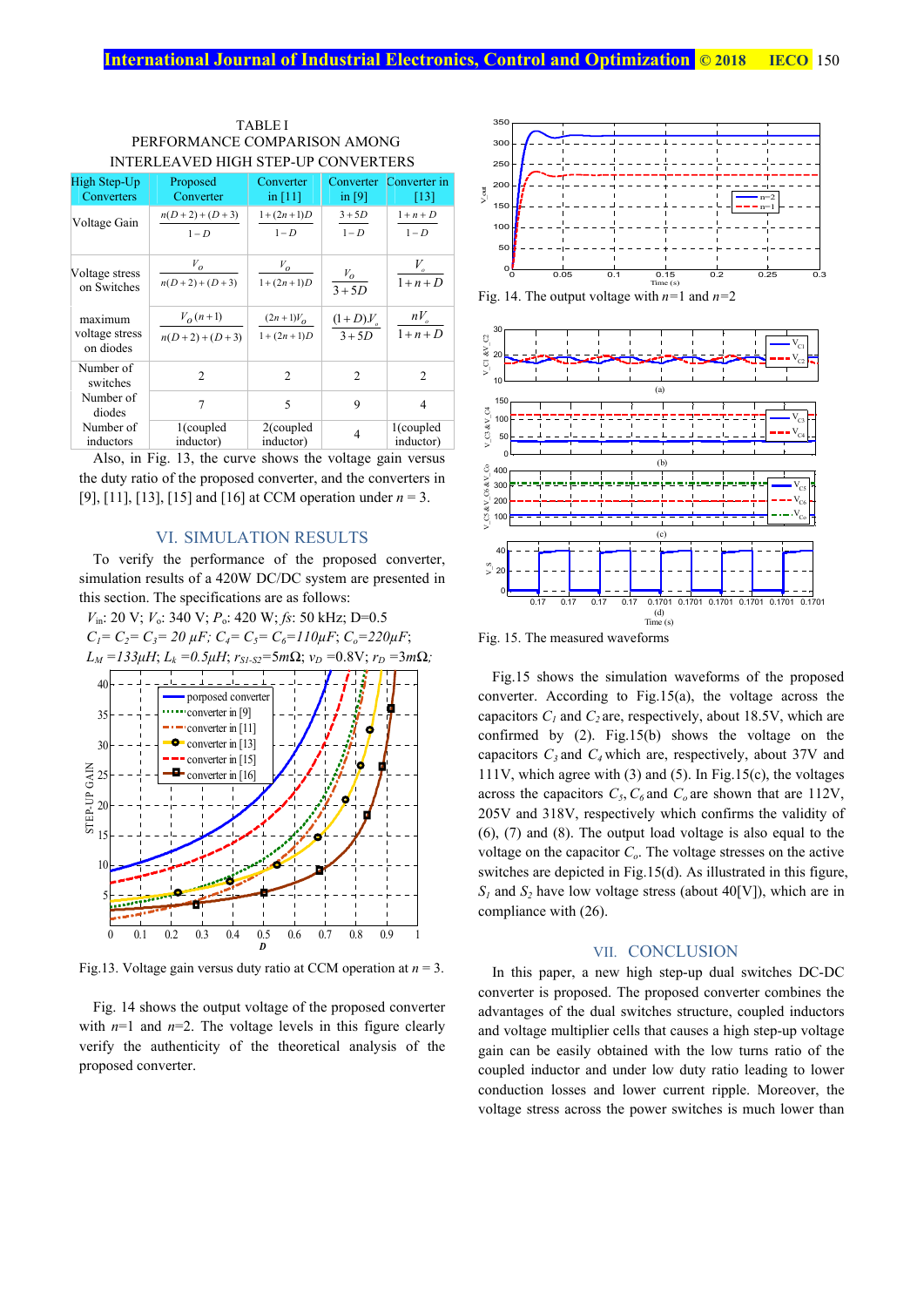TABLE I
PERFORMANCE COMPARISON AMONG INTERLEAVED HIGH STEP-UP CONVERTERS

| High Step-Up Converters | Proposed Converter | Converter in [11] | Converter in [9] | Converter in [13] |
|---|---|---|---|---|
| Voltage Gain | $\frac{n(D+2)+(D+3)}{1-D}$ | $\frac{1+(2n+1)D}{1-D}$ | $\frac{3+5D}{1-D}$ | $\frac{1+n+D}{1-D}$ |
| Voltage stress on Switches | $\frac{V_O}{n(D+2)+(D+3)}$ | $\frac{V_O}{1+(2n+1)D}$ | $\frac{V_O}{3+5D}$ | $\frac{V_o}{1+n+D}$ |
| maximum voltage stress on diodes | $\frac{V_O(n+1)}{n(D+2)+(D+3)}$ | $\frac{(2n+1)V_O}{1+(2n+1)D}$ | $\frac{(1+D)V_o}{3+5D}$ | $\frac{nV_o}{1+n+D}$ |
| Number of switches | 2 | 2 | 2 | 2 |
| Number of diodes | 7 | 5 | 9 | 4 |
| Number of inductors | 1(coupled inductor) | 2(coupled inductor) | 4 | 1(coupled inductor) |

Also, in Fig. 13, the curve shows the voltage gain versus the duty ratio of the proposed converter, and the converters in [9], [11], [13], [15] and [16] at CCM operation under $n = 3$.

## VI. SIMULATION RESULTS

To verify the performance of the proposed converter, simulation results of a 420W DC/DC system are presented in this section. The specifications are as follows:

$V_{in}$: 20 V; $V_o$: 340 V; $P_o$: 420 W; $fs$: 50 kHz; D=0.5

$C_1= C_2= C_3= 20\ \mu F$; $C_4= C_5= C_6=110\mu F$; $C_o=220\mu F$; $L_M =133\mu H$; $L_k =0.5\mu H$; $r_{S1\text{-}S2}=5m\Omega$; $v_D =0.8V$; $r_D =3m\Omega$;

Fig.13. Voltage gain versus duty ratio at CCM operation at $n = 3$.

Fig. 14 shows the output voltage of the proposed converter with $n$=1 and $n$=2. The voltage levels in this figure clearly verify the authenticity of the theoretical analysis of the proposed converter.

Fig. 14. The output voltage with $n$=1 and $n$=2

Fig. 15. The measured waveforms

Fig.15 shows the simulation waveforms of the proposed converter. According to Fig.15(a), the voltage across the capacitors $C_1$ and $C_2$ are, respectively, about 18.5V, which are confirmed by (2). Fig.15(b) shows the voltage on the capacitors $C_3$ and $C_4$ which are, respectively, about 37V and 111V, which agree with (3) and (5). In Fig.15(c), the voltages across the capacitors $C_5$, $C_6$ and $C_o$ are shown that are 112V, 205V and 318V, respectively which confirms the validity of (6), (7) and (8). The output load voltage is also equal to the voltage on the capacitor $C_o$. The voltage stresses on the active switches are depicted in Fig.15(d). As illustrated in this figure, $S_1$ and $S_2$ have low voltage stress (about 40[V]), which are in compliance with (26).

## VII. CONCLUSION

In this paper, a new high step-up dual switches DC-DC converter is proposed. The proposed converter combines the advantages of the dual switches structure, coupled inductors and voltage multiplier cells that causes a high step-up voltage gain can be easily obtained with the low turns ratio of the coupled inductor and under low duty ratio leading to lower conduction losses and lower current ripple. Moreover, the voltage stress across the power switches is much lower than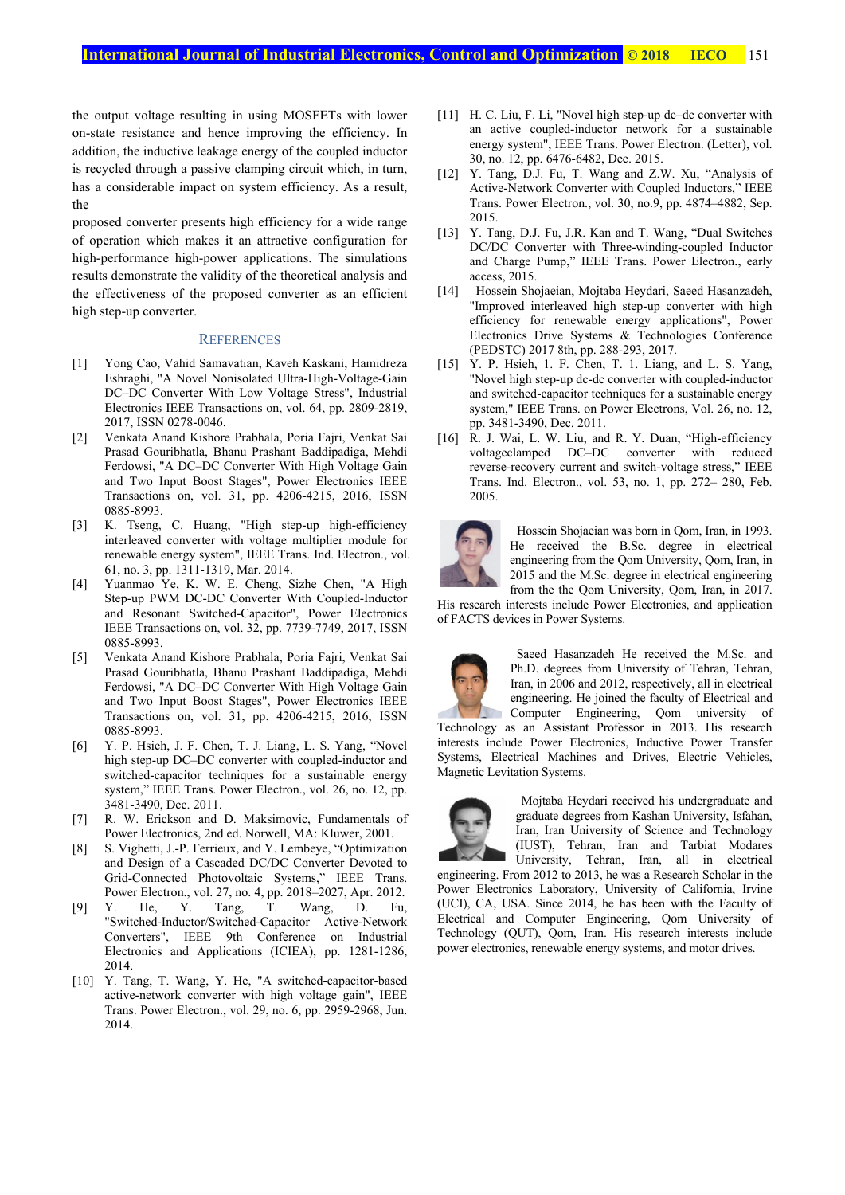the output voltage resulting in using MOSFETs with lower on-state resistance and hence improving the efficiency. In addition, the inductive leakage energy of the coupled inductor is recycled through a passive clamping circuit which, in turn, has a considerable impact on system efficiency. As a result, the

proposed converter presents high efficiency for a wide range of operation which makes it an attractive configuration for high-performance high-power applications. The simulations results demonstrate the validity of the theoretical analysis and the effectiveness of the proposed converter as an efficient high step-up converter.

## REFERENCES

[1] Yong Cao, Vahid Samavatian, Kaveh Kaskani, Hamidreza Eshraghi, "A Novel Nonisolated Ultra-High-Voltage-Gain DC–DC Converter With Low Voltage Stress", Industrial Electronics IEEE Transactions on, vol. 64, pp. 2809-2819, 2017, ISSN 0278-0046.

[2] Venkata Anand Kishore Prabhala, Poria Fajri, Venkat Sai Prasad Gouribhatla, Bhanu Prashant Baddipadiga, Mehdi Ferdowsi, "A DC–DC Converter With High Voltage Gain and Two Input Boost Stages", Power Electronics IEEE Transactions on, vol. 31, pp. 4206-4215, 2016, ISSN 0885-8993.

[3] K. Tseng, C. Huang, "High step-up high-efficiency interleaved converter with voltage multiplier module for renewable energy system", IEEE Trans. Ind. Electron., vol. 61, no. 3, pp. 1311-1319, Mar. 2014.

[4] Yuanmao Ye, K. W. E. Cheng, Sizhe Chen, "A High Step-up PWM DC-DC Converter With Coupled-Inductor and Resonant Switched-Capacitor", Power Electronics IEEE Transactions on, vol. 32, pp. 7739-7749, 2017, ISSN 0885-8993.

[5] Venkata Anand Kishore Prabhala, Poria Fajri, Venkat Sai Prasad Gouribhatla, Bhanu Prashant Baddipadiga, Mehdi Ferdowsi, "A DC–DC Converter With High Voltage Gain and Two Input Boost Stages", Power Electronics IEEE Transactions on, vol. 31, pp. 4206-4215, 2016, ISSN 0885-8993.

[6] Y. P. Hsieh, J. F. Chen, T. J. Liang, L. S. Yang, "Novel high step-up DC–DC converter with coupled-inductor and switched-capacitor techniques for a sustainable energy system," IEEE Trans. Power Electron., vol. 26, no. 12, pp. 3481-3490, Dec. 2011.

[7] R. W. Erickson and D. Maksimovic, Fundamentals of Power Electronics, 2nd ed. Norwell, MA: Kluwer, 2001.

[8] S. Vighetti, J.-P. Ferrieux, and Y. Lembeye, "Optimization and Design of a Cascaded DC/DC Converter Devoted to Grid-Connected Photovoltaic Systems," IEEE Trans. Power Electron., vol. 27, no. 4, pp. 2018–2027, Apr. 2012.

[9] Y. He, Y. Tang, T. Wang, D. Fu, "Switched-Inductor/Switched-Capacitor Active-Network Converters", IEEE 9th Conference on Industrial Electronics and Applications (ICIEA), pp. 1281-1286, 2014.

[10] Y. Tang, T. Wang, Y. He, "A switched-capacitor-based active-network converter with high voltage gain", IEEE Trans. Power Electron., vol. 29, no. 6, pp. 2959-2968, Jun. 2014.

[11] H. C. Liu, F. Li, "Novel high step-up dc–dc converter with an active coupled-inductor network for a sustainable energy system", IEEE Trans. Power Electron. (Letter), vol. 30, no. 12, pp. 6476-6482, Dec. 2015.

[12] Y. Tang, D.J. Fu, T. Wang and Z.W. Xu, "Analysis of Active-Network Converter with Coupled Inductors," IEEE Trans. Power Electron., vol. 30, no.9, pp. 4874–4882, Sep. 2015.

[13] Y. Tang, D.J. Fu, J.R. Kan and T. Wang, "Dual Switches DC/DC Converter with Three-winding-coupled Inductor and Charge Pump," IEEE Trans. Power Electron., early access, 2015.

[14] Hossein Shojaeian, Mojtaba Heydari, Saeed Hasanzadeh, "Improved interleaved high step-up converter with high efficiency for renewable energy applications", Power Electronics Drive Systems & Technologies Conference (PEDSTC) 2017 8th, pp. 288-293, 2017.

[15] Y. P. Hsieh, 1. F. Chen, T. 1. Liang, and L. S. Yang, "Novel high step-up dc-dc converter with coupled-inductor and switched-capacitor techniques for a sustainable energy system," IEEE Trans. on Power Electrons, Vol. 26, no. 12, pp. 3481-3490, Dec. 2011.

[16] R. J. Wai, L. W. Liu, and R. Y. Duan, "High-efficiency voltageclamped DC–DC converter with reduced reverse-recovery current and switch-voltage stress," IEEE Trans. Ind. Electron., vol. 53, no. 1, pp. 272– 280, Feb. 2005.

Hossein Shojaeian was born in Qom, Iran, in 1993. He received the B.Sc. degree in electrical engineering from the Qom University, Qom, Iran, in 2015 and the M.Sc. degree in electrical engineering from the the Qom University, Qom, Iran, in 2017. His research interests include Power Electronics, and application of FACTS devices in Power Systems.

Saeed Hasanzadeh He received the M.Sc. and Ph.D. degrees from University of Tehran, Tehran, Iran, in 2006 and 2012, respectively, all in electrical engineering. He joined the faculty of Electrical and Computer Engineering, Qom university of Technology as an Assistant Professor in 2013. His research interests include Power Electronics, Inductive Power Transfer Systems, Electrical Machines and Drives, Electric Vehicles, Magnetic Levitation Systems.

Mojtaba Heydari received his undergraduate and graduate degrees from Kashan University, Isfahan, Iran, Iran University of Science and Technology (IUST), Tehran, Iran and Tarbiat Modares University, Tehran, Iran, all in electrical engineering. From 2012 to 2013, he was a Research Scholar in the Power Electronics Laboratory, University of California, Irvine (UCI), CA, USA. Since 2014, he has been with the Faculty of Electrical and Computer Engineering, Qom University of Technology (QUT), Qom, Iran. His research interests include power electronics, renewable energy systems, and motor drives.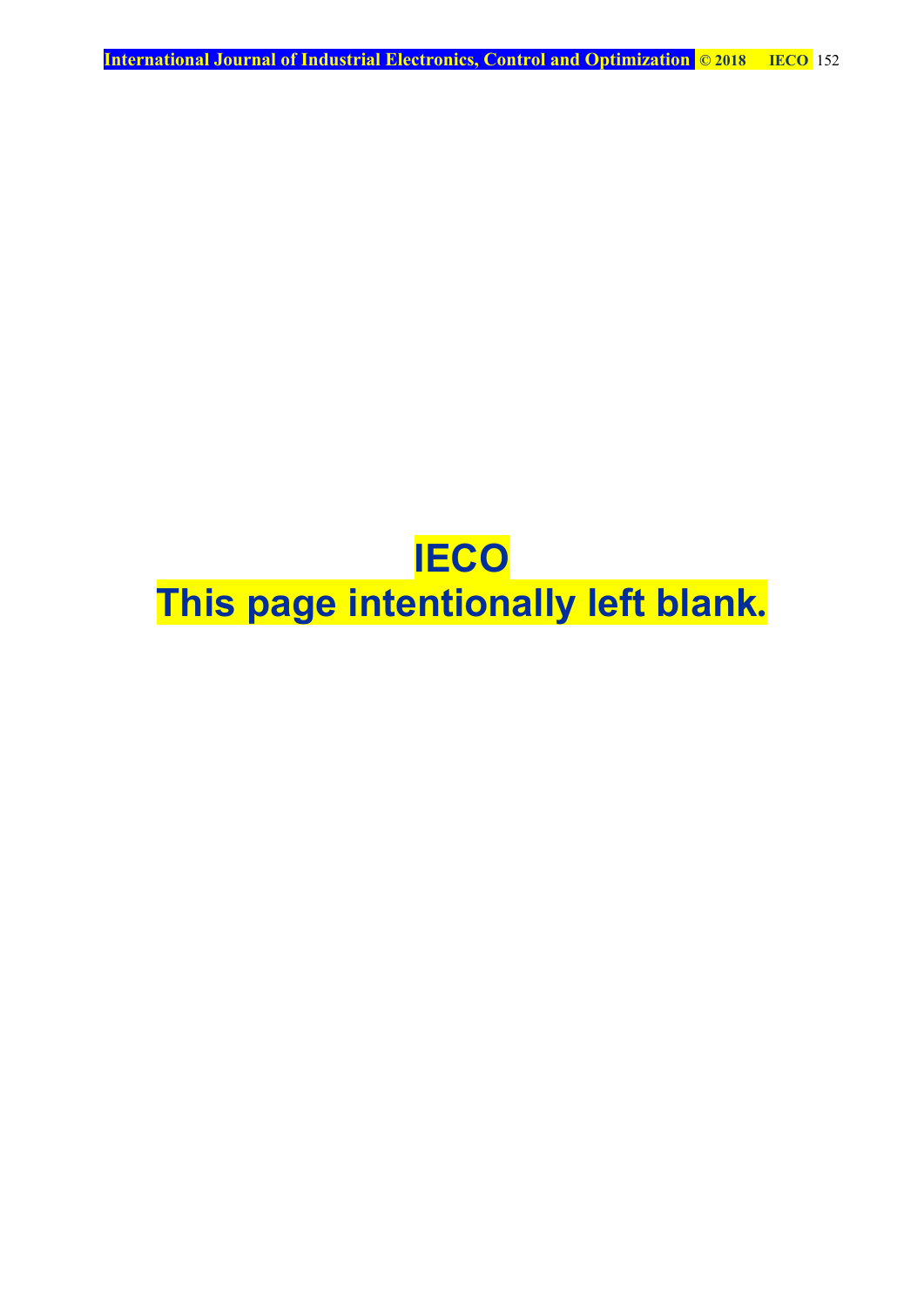IECO

This page intentionally left blank.